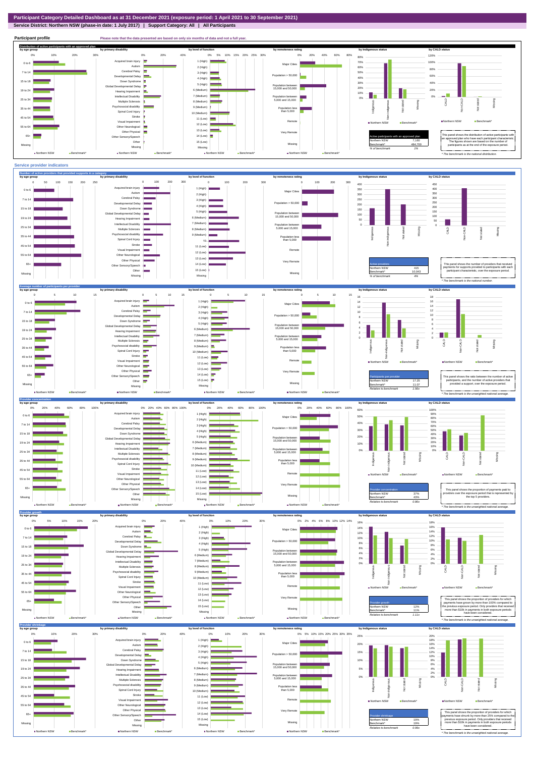# Participant Category Detailed Dashboard as at 31 December 2021 (exposure period: 1 April 2021 to 30 September 2021)

**Service District: Northern NSW (phase-in date: 1 July 2017) | Support Category: All | All Participants**

## Participant profile

Please note that the data presented are based on only six months of data and not a full year.

### Distribution of active participants with an approved plan

by age group | by primary disability | by level of function | by remoteness rating | by Indigenous status | by CALD status

| Active participants with an approved plan | |
|---|---|
| Northern NSW | 7,160 |
| Benchmark* | 484,700 |
| % of benchmark | 1% |

This panel shows the distribution of active participants with an approved plan who have each participant characteristic. The figures shown are based on the number of participants as at the end of the exposure period.

\* The benchmark is the national distribution.

## Service provider indicators

### Number of active providers that provided supports in a category

by age group | by primary disability | by level of function | by remoteness rating | by Indigenous status | by CALD status

| Active providers | |
|---|---|
| Northern NSW | 415 |
| Benchmark* | 10,043 |
| % of benchmark | 4% |

This panel shows the number of providers that received payments for supports provided to participants with each participant characteristic, over the exposure period.

\* The benchmark is the national number.

### Average number of participants per provider

by age group | by primary disability | by level of function | by remoteness rating | by Indigenous status | by CALD status

| Participants per provider | |
|---|---|
| Northern NSW | 17.25 |
| Benchmark* | 11.07 |
| Relative to benchmark | 1.56x |

This panel shows the ratio between the number of active participants, and the number of active providers that provided a support, over the exposure period.

\* The benchmark is the unweighted national average.

### Provider concentration

by age group | by primary disability | by level of function | by remoteness rating | by Indigenous status | by CALD status

| Provider concentration | |
|---|---|
| Northern NSW | 37% |
| Benchmark* | 43% |
| Relative to benchmark | 0.86x |

This panel shows the proportion of payments paid to providers over the exposure period that is represented by the top 5 providers.

\* The benchmark is the unweighted national average.

### Provider growth

by age group | by primary disability | by level of function | by remoteness rating | by Indigenous status | by CALD status

| Provider growth | |
|---|---|
| Northern NSW | 12% |
| Benchmark* | 11% |
| Relative to benchmark | 1.11x |

This panel shows the proportion of providers for which payments have grown by more than 100% compared to the previous exposure period. Only providers that received more than $10k in payments in both exposure periods have been considered.

\* The benchmark is the unweighted national average.

### Provider shrinkage

by age group | by primary disability | by level of function | by remoteness rating | by Indigenous status | by CALD status

| Provider shrinkage | |
|---|---|
| Northern NSW | 19% |
| Benchmark* | 19% |
| Relative to benchmark | 0.99x |

This panel shows the proportion of providers for which payments have shrunk by more than 25% compared to the previous exposure period. Only providers that received more than $10k in payments in both exposure periods have been considered.

\* The benchmark is the unweighted national average.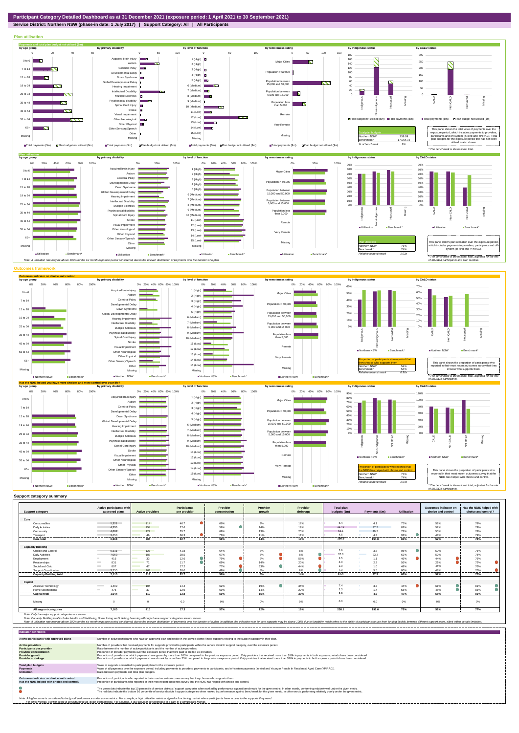**Participant Category Detailed Dashboard as at 31 December 2021 (exposure period: 1 April 2021 to 30 September 2021)**

**Service District: Northern NSW (phase-in date: 1 July 2017) | Support Category: All | All Participants**

## Plan utilisation

**Payments and total plan budget not utilised ($m)**

| Total plan budgets | |
|---|---|
| Northern NSW | 258.09 |
| Benchmark* | 17,064.72 |
| % of benchmark | 2% |

This panel shows the total value of payments over the exposure period, which includes payments to providers, participants and off-system (in-kind and YPIRAC). Total plan budgets for the exposure period that has not been utilised is also shown.

* The benchmark is the national total.

**Plan utilisation**

| Plan utilisation | |
|---|---|
| Northern NSW | 76% |
| Benchmark* | 74% |
| Relative to benchmark | 1.03x |

This panel shows plan utilisation over the exposure period, which includes payments to providers, participants and off-system (in-kind and YPIRAC).

* The benchmark is the national total, adjusted for the mix of SIL/SDA participants and plan number.

Note: A utilisation rate may be above 100% for the six month exposure period considered, due to the uneven distribution of payments over the duration of a plan.

## Outcomes framework

**Outcomes indicator on choice and control**

| Proportion of participants who reported that they choose who supports them | |
|---|---|
| Northern NSW | 52% |
| Benchmark* | 54% |
| Relative to benchmark | 0.96x |

This panel shows the proportion of participants who reported in their most recent outcomes survey that they choose who supports them.

* The benchmark is the national total, adjusted for the mix of SIL/SDA participants.

**Has the NDIS helped you have more choices and more control over your life?**

| Proportion of participants who reported that the NDIS has helped with choice and control | |
|---|---|
| Northern NSW | 77% |
| Benchmark* | 74% |
| Relative to benchmark | 1.04x |

This panel shows the proportion of participants who reported in their most recent outcomes survey that the NDIS has helped with choice and control.

* The benchmark is the national total, adjusted for the mix of SIL/SDA participants.

## Support category summary

| Support category | Active participants with approved plans | Active providers | Participants per provider | Provider concentration | Provider growth | Provider shrinkage | Total plan budgets ($m) | Payments ($m) | Utilisation | Outcomes indicator on choice and control | Has the NDIS helped with choice and control? |
|---|---|---|---|---|---|---|---|---|---|---|---|
| **Core** | | | | | | | | | | | |
| Consumables | 5,321 | 114 | 46.7 | 68% | 9% | 17% | 5.4 | 4.1 | 75% | 52% | 78% |
| Daily Activities | 4,250 | 154 | 27.6 | 58% | 14% | 19% | 117.9 | 97.2 | 82% | 52% | 79% |
| Community | 4,602 | 129 | 35.7 | 68% | 13% | 25% | 63.1 | 49.2 | 78% | 50% | 76% |
| Transport | 3,050 | 46 | 66.3 | 76% | 11% | 11% | 4.6 | 4.3 | 93% | 48% | 79% |
| **Core total** | **6,668** | **204** | **32.7** | **59%** | **14%** | **19%** | **190.9** | **154.8** | **81%** | **52%** | **78%** |
| **Capacity Building** | | | | | | | | | | | |
| Choice and Control | 5,311 | 127 | 41.8 | 64% | 8% | 8% | 3.9 | 3.8 | 98% | 50% | 76% |
| Daily Activities | 7,053 | 183 | 38.5 | 67% | 6% | 8% | 37.3 | 23.2 | 62% | 52% | 78% |
| Employment | 415 | 33 | 12.6 | 79% | 6% | 56% | 2.5 | 1.1 | 46% | 44% | 76% |
| Relationships | 831 | 71 | 11.7 | 69% | 14% | 23% | 4.0 | 2.2 | 56% | 21% | 72% |
| Social and Civic | 807 | 47 | 17.2 | 77% | 33% | 44% | 2.0 | 1.0 | 48% | 45% | 76% |
| Support Coordination | 3,255 | 163 | 20.0 | 48% | 8% | 8% | 7.0 | 5.5 | 80% | 48% | 75% |
| **Capacity Building total** | **7,115** | **313** | **22.7** | **56%** | **6%** | **14%** | **57.4** | **37.3** | **65%** | **52%** | **77%** |
| **Capital** | | | | | | | | | | | |
| Assistive Technology | 1,499 | 104 | 14.4 | 62% | 19% | 35% | 7.4 | 3.3 | 44% | 61% | 81% |
| Home Modifications | 476 | 37 | 12.9 | 69% | 14% | 27% | 2.3 | 1.4 | 58% | 48% | 83% |
| **Capital total** | **1,644** | **119** | **13.8** | **50%** | **15%** | **39%** | **9.8** | **4.6** | **47%** | **59%** | **81%** |
| Missing | 0 | 0 | 0.0 | 0% | 0% | 0% | 0.0 | 0.0 | 0% | 0% | 0% |
| **All support categories** | **7,160** | **415** | **17.3** | **57%** | **12%** | **19%** | **258.1** | **196.6** | **76%** | **52%** | **77%** |

Note: Only the major support categories are shown.

Note: Capacity Building total includes Health and Wellbeing, Home Living and Lifelong Learning although these support categories are not shown.

Note: A utilisation rate may be above 100% for the six month exposure period considered, due to the uneven distribution of payments over the duration of a plan. In addition, the utilisation rate for core supports may be above 100% due to fungibility which refers to the ability of participants to use their funding flexibly between different support types, albeit within certain limitation.

## Indicator definitions

| | |
|---|---|
| **Active participants with approved plans** | Number of active participants who have an approved plan and reside in the service district / have supports relating to the support category in their plan. |
| **Active providers** | Number of providers that received payments for supports provided to participants within the service district / support category, over the exposure period. |
| **Participants per provider** | Ratio between the number of active participants and the number of active providers. |
| **Provider concentration** | Proportion of provider payments over the exposure period that were paid to the top 10 providers. |
| **Provider growth** | Proportion of providers for which payments have grown by more than 100% compared to the previous exposure period. Only providers that received more than $10k in payments in both exposure periods have been considered. |
| **Provider shrinkage** | Proportion of providers for which payments have shrunk by more than 25% compared to the previous exposure period. Only providers that received more than $10k in payments in both exposure periods have been considered. |
| **Total plan budgets** | Value of supports committed in participant plans for the exposure period. |
| **Payments** | Value of all payments over the exposure period, including payments to providers, payments to participants, and off-system payments (in-kind and Younger People In Residential Aged Care (YPIRAC)). |
| **Utilisation** | Ratio between payments and total plan budgets. |
| **Outcomes indicator on choice and control** | Proportion of participants who reported in their most recent outcomes survey that they choose who supports them. |
| **Has the NDIS helped with choice and control?** | Proportion of participants who reported in their most recent outcomes survey that the NDIS has helped with choice and control. |

The green dots indicate the top 10 percentile of service districts / support categories when ranked by performance against benchmark for the given metric. In other words, performing relatively well under the given metric.

The red dots indicate the bottom 10 percentile of service districts / support categories when ranked by performance against benchmark for the given metric. In other words, performing relatively poorly under the given metric.

Note: A higher score is considered to be 'good' performance under some metrics. For example, a high utilisation rate is a sign of a functioning market where participants have access to the supports they need.
For other metrics, a lower score is considered to be 'good' performance. For example, a low provider concentration is a sign of a competitive market.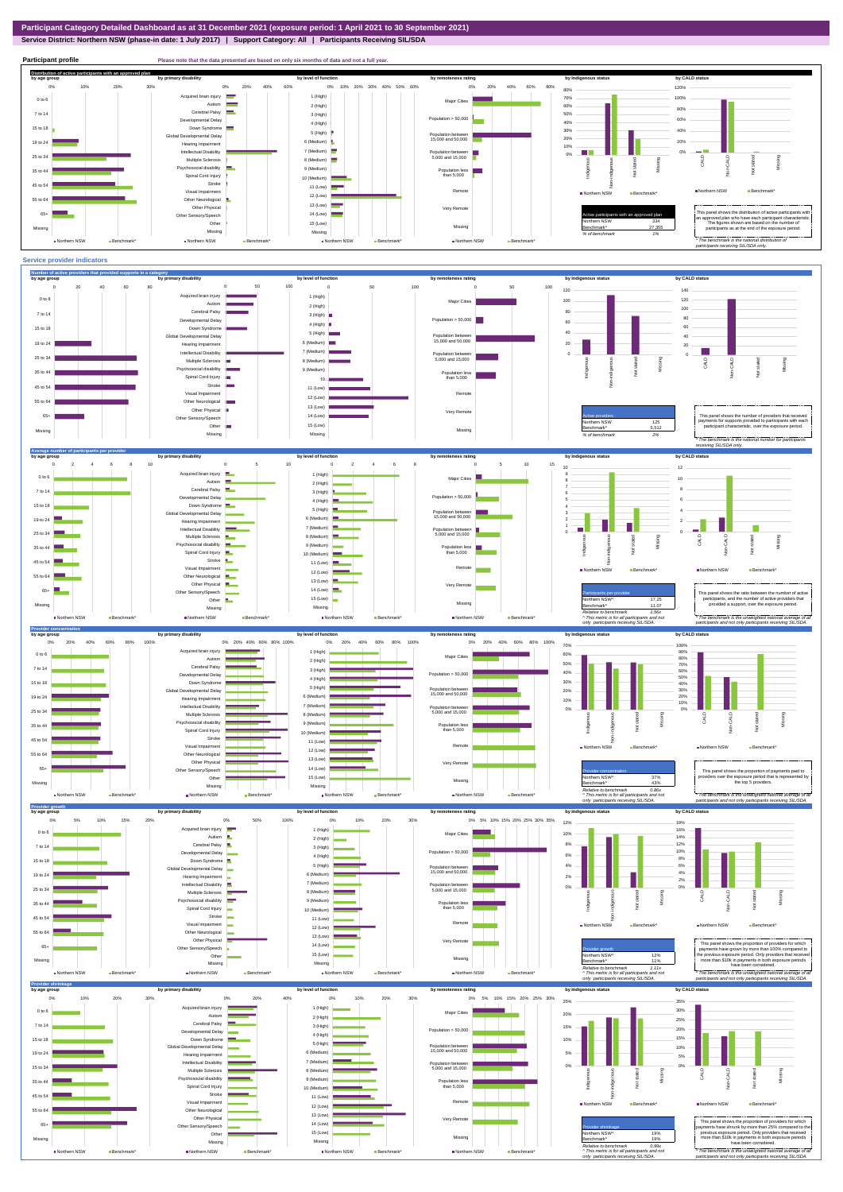# Participant Category Detailed Dashboard as at 31 December 2021 (exposure period: 1 April 2021 to 30 September 2021)

**Service District: Northern NSW (phase-in date: 1 July 2017) | Support Category: All | Participants Receiving SIL/SDA**

## Participant profile

Please note that the data presented are based on only six months of data and not a full year.

### Distribution of active participants with an approved plan

| Active participants with an approved plan | |
|---|---|
| Northern NSW | 334 |
| Benchmark* | 27,355 |
| % of benchmark | 1% |

This panel shows the distribution of active participants with an approved plan who have each participant characteristic. The figures shown are based on the number of participants as at the end of the exposure period.

\* The benchmark is the national distribution of participants receiving SIL/SDA only.

## Service provider indicators

### Number of active providers that provided supports in a category

| Active providers | |
|---|---|
| Northern NSW | 125 |
| Benchmark* | 5,512 |
| % of benchmark | 2% |

This panel shows the number of providers that received payments for supports provided to participants with each participant characteristic, over the exposure period.

\* The benchmark is the national number for participants receiving SIL/SDA only.

### Average number of participants per provider

| Participants per provider | |
|---|---|
| Northern NSW^ | 17.25 |
| Benchmark* | 11.07 |
| Relative to benchmark | 1.56x |

^ This metric is for all participants and not only participants receiving SIL/SDA.

This panel shows the ratio between the number of active participants and the number of active providers that provided a support, over the exposure period.

\* The benchmark is the unweighted national average of all participants and not only participants receiving SIL/SDA.

### Provider concentration

| Provider concentration | |
|---|---|
| Northern NSW^ | 37% |
| Benchmark* | 43% |
| Relative to benchmark | 0.86x |

^ This metric is for all participants and not only participants receiving SIL/SDA.

This panel shows the proportion of payments paid to providers over the exposure period that is represented by the top 5 providers.

\* The benchmark is the unweighted national average of all participants and not only participants receiving SIL/SDA.

### Provider growth

| Provider growth | |
|---|---|
| Northern NSW^ | 12% |
| Benchmark* | 11% |
| Relative to benchmark | 1.11x |

^ This metric is for all participants and not only participants receiving SIL/SDA.

This panel shows the proportion of providers for which payments have grown by more than 100% compared to the previous exposure period. Only providers that received more than $10k in payments in both exposure periods have been considered.

\* The benchmark is the unweighted national average of all participants and not only participants receiving SIL/SDA.

### Provider shrinkage

| Provider shrinkage | |
|---|---|
| Northern NSW^ | 19% |
| Benchmark* | 19% |
| Relative to benchmark | 0.99x |

^ This metric is for all participants and not only participants receiving SIL/SDA.

This panel shows the proportion of providers for which payments have shrunk by more than 25% compared to the previous exposure period. Only providers that received more than $10k in payments in both exposure periods have been considered.

\* The benchmark is the unweighted national average of all participants and not only participants receiving SIL/SDA.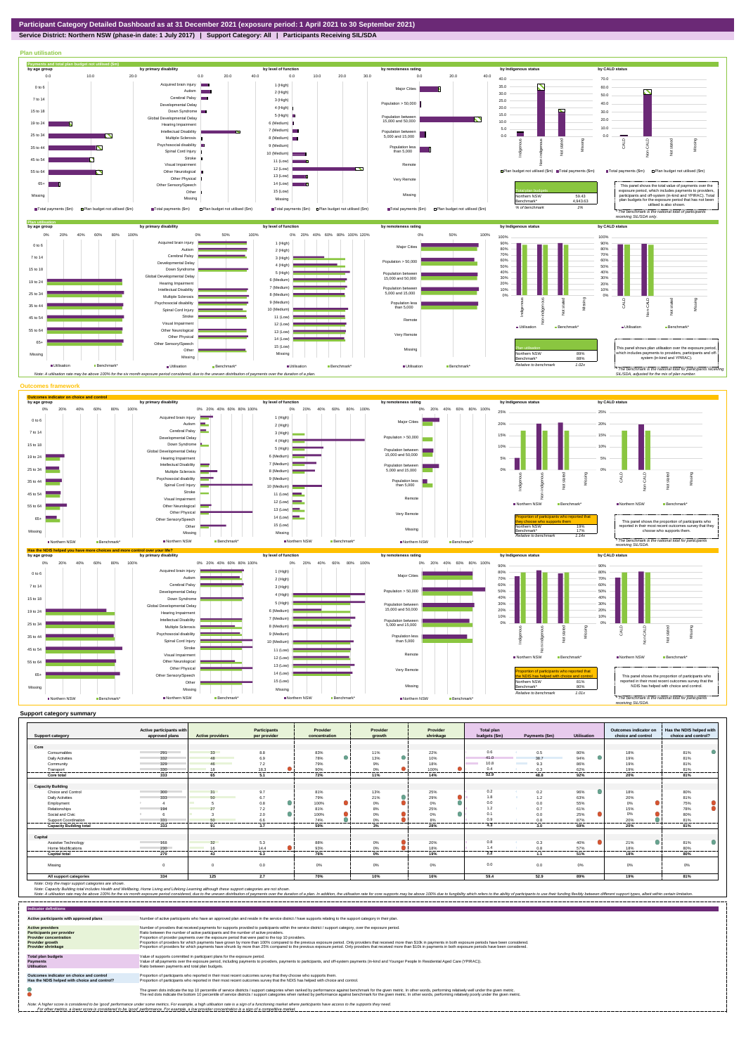# Participant Category Detailed Dashboard as at 31 December 2021 (exposure period: 1 April 2021 to 30 September 2021)

**Service District: Northern NSW (phase-in date: 1 July 2017) | Support Category: All | Participants Receiving SIL/SDA**

## Plan utilisation

### Payments and total plan budget not utilised ($m)

| Total plan budgets | |
|---|---|
| Northern NSW | 59.43 |
| Benchmark* | 4,943.63 |
| % of benchmark | 1% |

This panel shows the total value of payments over the exposure period, which includes payments to providers, participants and off-system (in-kind and YPIRAC). Total plan budgets for the exposure period that has not been utilised is also shown.

*The benchmark is the national total for participants receiving SIL/SDA only.

### Plan utilisation

| Plan utilisation | |
|---|---|
| Northern NSW | 89% |
| Benchmark* | 88% |
| Relative to benchmark | 1.02x |

This panel shows plan utilisation over the exposure period, which includes payments to providers, participants and off-system (in-kind and YPIRAC).

*The benchmark is the national total for participants receiving SIL/SDA, adjusted for the mix of plan number.

Note: A utilisation rate may be above 100% for the six month exposure period considered, due to the uneven distribution of payments over the duration of a plan.

## Outcomes framework

### Outcomes indicator on choice and control

| Proportion of participants who reported that they choose who supports them | |
|---|---|
| Northern NSW | 19% |
| Benchmark* | 17% |
| Relative to benchmark | 1.14x |

This panel shows the proportion of participants who reported in their most recent outcomes survey that they choose who supports them.

*The benchmark is the national total for participants receiving SIL/SDA.

### Has the NDIS helped you have more choices and more control over your life?

| Proportion of participants who reported that the NDIS has helped with choice and control | |
|---|---|
| Northern NSW | 81% |
| Benchmark* | 80% |
| Relative to benchmark | 1.01x |

This panel shows the proportion of participants who reported in their most recent outcomes survey that the NDIS has helped with choice and control.

*The benchmark is the national total for participants receiving SIL/SDA.

## Support category summary

| Support category | Active participants with approved plans | Active providers | Participants per provider | Provider concentration | Provider growth | Provider shrinkage | Total plan budgets ($m) | Payments ($m) | Utilisation | Outcomes indicator on choice and control | Has the NDIS helped with choice and control? |
|---|---|---|---|---|---|---|---|---|---|---|---|
| **Core** | | | | | | | | | | | |
| Consumables | 291 | 33 | 8.8 | 83% | 11% | 22% | 0.6 | 0.5 | 80% | 18% | 81% |
| Daily Activities | 332 | 48 | 6.9 | 78% | 13% | 10% | 41.0 | 38.7 | 94% | 19% | 81% |
| Community | 329 | 46 | 7.2 | 79% | 9% | 18% | 10.8 | 9.3 | 86% | 19% | 81% |
| Transport | 330 | 18 | 18.3 | 90% | 0% | 100% | 0.4 | 0.3 | 62% | 19% | 81% |
| **Core total** | **333** | **65** | **5.1** | **72%** | **11%** | **14%** | **52.9** | **48.8** | **92%** | **20%** | **81%** |
| **Capacity Building** | | | | | | | | | | | |
| Choice and Control | 300 | 31 | 9.7 | 81% | 13% | 25% | 0.2 | 0.2 | 96% | 18% | 80% |
| Daily Activities | 333 | 50 | 6.7 | 79% | 21% | 29% | 1.8 | 1.2 | 63% | 20% | 81% |
| Employment | 4 | 5 | 0.8 | 100% | 0% | 0% | 0.0 | 0.0 | 55% | 0% | 75% |
| Relationships | 194 | 27 | 7.2 | 81% | 8% | 25% | 1.2 | 0.7 | 61% | 15% | 78% |
| Social and Civic | 6 | 3 | 2.0 | 100% | 0% | 0% | 0.1 | 0.0 | 25% | 0% | 80% |
| Support Coordination | 331 | 50 | 6.6 | 74% | 0% | 8% | 0.9 | 0.8 | 87% | 20% | 81% |
| **Capacity Building total** | **333** | **91** | **3.7** | **59%** | **3%** | **28%** | **4.3** | **3.0** | **69%** | **20%** | **81%** |
| **Capital** | | | | | | | | | | | |
| Assistive Technology | 168 | 32 | 5.3 | 88% | 0% | 20% | 0.8 | 0.3 | 40% | 21% | 81% |
| Home Modifications | 230 | 16 | 14.4 | 93% | 0% | 18% | 1.4 | 0.8 | 57% | 18% | 80% |
| **Capital total** | **276** | **43** | **6.3** | **76%** | **0%** | **19%** | **2.2** | **1.1** | **51%** | **18%** | **80%** |
| Missing | 0 | 0 | 0.0 | 0% | 0% | 0% | 0.0 | 0.0 | 0% | 0% | 0% |
| **All support categories** | **334** | **125** | **2.7** | **70%** | **10%** | **16%** | **59.4** | **52.9** | **89%** | **19%** | **81%** |

Note: Only the major support categories are shown.

Note: Capacity Building total includes Health and Wellbeing, Home Living and Lifelong Learning although these support categories are not shown.

Note: A utilisation rate may be above 100% for the six month exposure period considered, due to the uneven distribution of payments over the duration of a plan. In addition, the utilisation rate for core supports may be above 100% due to fungibility which refers to the ability of participants to use their funding flexibly between different support types, albeit within certain limitation.

## Indicator definitions

| Indicator | Definition |
|---|---|
| Active participants with approved plans | Number of active participants who have an approved plan and reside in the service district / have supports relating to the support category in their plan. |
| Active providers | Number of providers that received payments for supports provided to participants within the service district / support category, over the exposure period. |
| Participants per provider | Ratio between the number of active participants and the number of active providers. |
| Provider concentration | Proportion of provider payments over the exposure period that were paid to the top 10 providers. |
| Provider growth | Proportion of providers for which payments have grown by more than 100% compared to the previous exposure period. Only providers that received more than $10k in payments in both exposure periods have been considered. |
| Provider shrinkage | Proportion of providers for which payments have shrunk by more than 25% compared to the previous exposure period. Only providers that received more than $10k in payments in both exposure periods have been considered. |
| Total plan budgets | Value of supports committed in participant plans for the exposure period. |
| Payments | Value of all payments over the exposure period, including payments to providers, payments to participants, and off-system payments (in-kind and Younger People In Residential Aged Care (YPIRAC)). |
| Utilisation | Ratio between payments and total plan budgets. |
| Outcomes indicator on choice and control | Proportion of participants who reported in their most recent outcomes survey that they choose who supports them. |
| Has the NDIS helped with choice and control? | Proportion of participants who reported in their most recent outcomes survey that the NDIS has helped with choice and control. |

The green dots indicate the top 10 percentile of service districts / support categories when ranked by performance against benchmark for the given metric. In other words, performing relatively well under the given metric.

The red dots indicate the bottom 10 percentile of service districts / support categories when ranked by performance against benchmark for the given metric. In other words, performing relatively poorly under the given metric.

Note: A higher score is considered to be 'good' performance under some metrics. For example, a high utilisation rate is a sign of a functioning market where participants have access to the supports they need.
For other metrics, a lower score is considered to be 'good' performance. For example, a low provider concentration is a sign of a competitive market.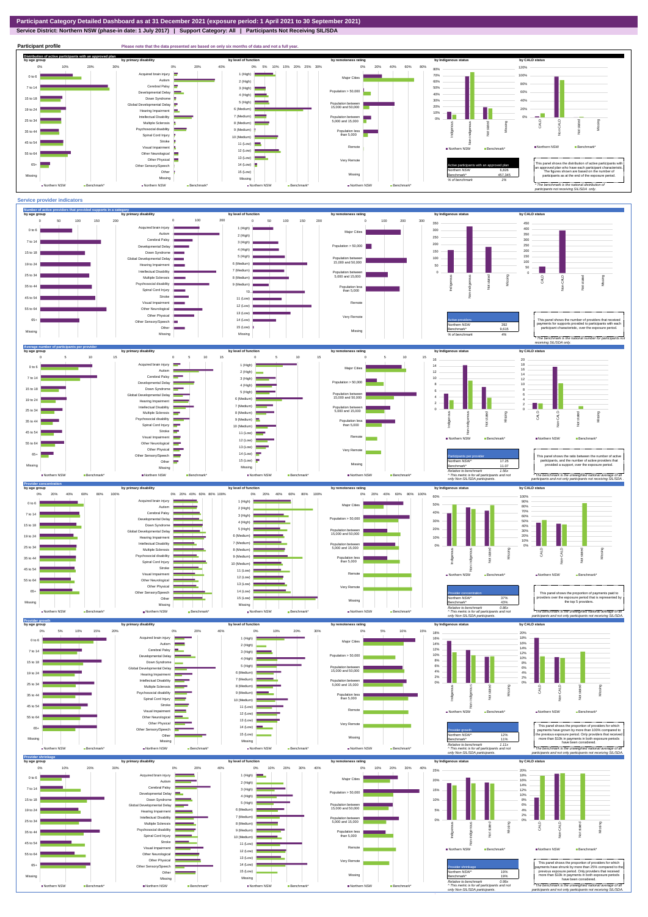# Participant Category Detailed Dashboard as at 31 December 2021 (exposure period: 1 April 2021 to 30 September 2021)

**Service District: Northern NSW (phase-in date: 1 July 2017) | Support Category: All | Participants Not Receiving SIL/SDA**

## Participant profile

Please note that the data presented are based on only six months of data and not a full year.

### Distribution of active participants with an approved plan

by age group | by primary disability | by level of function | by remoteness rating | by Indigenous status | by CALD status

| Active participants with an approved plan | |
|---|---|
| Northern NSW | 6,826 |
| Benchmark* | 457,345 |
| % of benchmark | 1% |

This panel shows the distribution of active participants with an approved plan who have each participant characteristic. The figures shown are based on the number of participants as at the end of the exposure period.

\* The benchmark is the national distribution of participants not receiving SIL/SDA only.

## Service provider indicators

### Number of active providers that provided supports in a category

| Active providers | |
|---|---|
| Northern NSW | 392 |
| Benchmark* | 9,615 |
| % of benchmark | 4% |

This panel shows the number of providers that received payments for supports provided to participants with each participant characteristic, over the exposure period.

\* The benchmark is the national number for participants not receiving SIL/SDA only.

### Average number of participants per provider

| Participants per provider | |
|---|---|
| Northern NSW^ | 17.25 |
| Benchmark* | 11.07 |
| Relative to benchmark | 1.56x |

^ This metric is for all participants and not only Non-SIL/SDA participants.

This panel shows the ratio between the number of active participants, and the number of active providers that provided a support, over the exposure period.

\* The benchmark is the unweighted national average of all participants and not only participants not receiving SIL/SDA.

### Provider concentration

| Provider concentration | |
|---|---|
| Northern NSW^ | 37% |
| Benchmark* | 43% |
| Relative to benchmark | 0.86x |

^ This metric is for all participants and not only Non-SIL/SDA participants.

This panel shows the proportion of payments paid to providers over the exposure period that is represented by the top 5 providers.

\* The benchmark is the unweighted national average of all participants and not only participants not receiving SIL/SDA.

### Provider growth

| Provider growth | |
|---|---|
| Northern NSW^ | 12% |
| Benchmark* | 11% |
| Relative to benchmark | 1.11x |

^ This metric is for all participants and not only Non-SIL/SDA participants.

This panel shows the proportion of providers for which payments have grown by more than 100% compared to the previous exposure period. Only providers that received more than $10k in payments in both exposure periods have been considered.

\* The benchmark is the unweighted national average of all participants and not only participants not receiving SIL/SDA.

### Provider shrinkage

| Provider shrinkage | |
|---|---|
| Northern NSW^ | 19% |
| Benchmark* | 19% |
| Relative to benchmark | 0.99x |

^ This metric is for all participants and not only Non-SIL/SDA participants.

This panel shows the proportion of providers for which payments have shrunk by more than 25% compared to the previous exposure period. Only providers that received more than $10k in payments in both exposure periods have been considered.

\* The benchmark is the unweighted national average of all participants and not only participants not receiving SIL/SDA.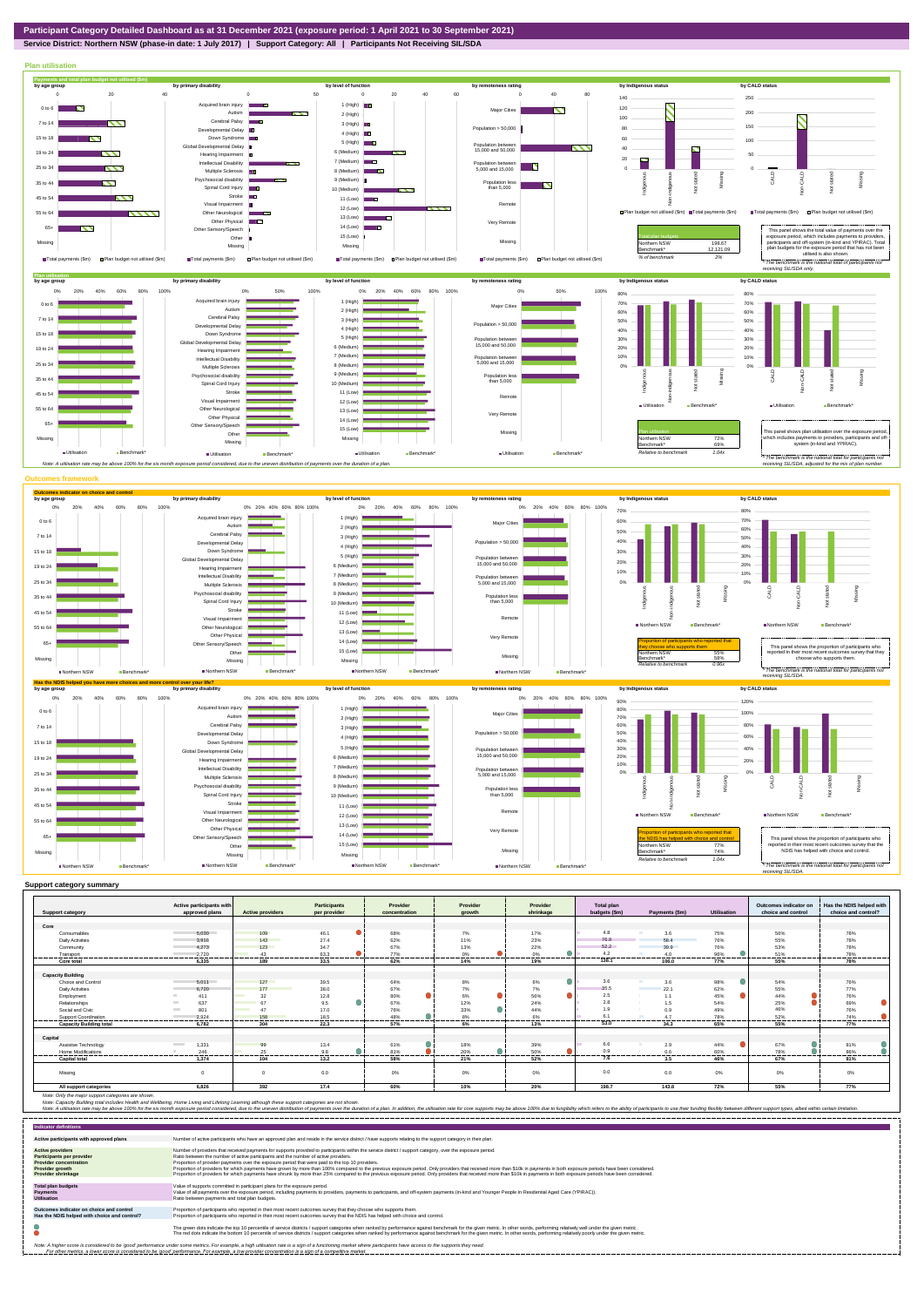**Participant Category Detailed Dashboard as at 31 December 2021 (exposure period: 1 April 2021 to 30 September 2021)**

**Service District: Northern NSW (phase-in date: 1 July 2017) | Support Category: All | Participants Not Receiving SIL/SDA**

## Plan utilisation

**Payments and total plan budget not utilised ($m)**

by age group: 0 to 6, 7 to 14, 15 to 18, 19 to 24, 25 to 34, 35 to 44, 45 to 54, 55 to 64, 65+, Missing
Total payments ($m) / Plan budget not utilised ($m)

by primary disability: Acquired brain injury, Autism, Cerebral Palsy, Developmental Delay, Down Syndrome, Global Developmental Delay, Hearing Impairment, Intellectual Disability, Multiple Sclerosis, Psychosocial disability, Spinal Cord Injury, Stroke, Visual Impairment, Other Neurological, Other Physical, Other Sensory/Speech, Other, Missing

by level of function: 1 (High) ... 15 (Low), Missing

by remoteness rating: Major Cities, Population > 50,000, Population between 15,000 and 50,000, Population between 5,000 and 15,000, Population less than 5,000, Remote, Very Remote, Missing

by Indigenous status: Indigenous, Non-indigenous, Not stated, Missing

by CALD status: CALD, Non-CALD, Not stated, Missing

Total plan budgets
Northern NSW 198.67
Benchmark* 12,121.09
% of benchmark 2%

This panel shows the total value of payments over the exposure period, which includes payments to providers, participants and off-system (in-kind and YPIRAC). Total plan budgets for the exposure period that has not been utilised is also shown.

*The benchmark is the national total for participants not receiving SIL/SDA only.

**Plan utilisation**

Plan utilisation
Northern NSW 72%
Benchmark* 69%
Relative to benchmark 1.04x

This panel shows plan utilisation over the exposure period, which includes payments to providers, participants and off-system (in-kind and YPIRAC).

*The benchmark is the national total for participants not receiving SIL/SDA, adjusted for the mix of plan number.

Note: A utilisation rate may be above 100% for the six month exposure period considered, due to the uneven distribution of payments over the duration of a plan.

## Outcomes framework

**Outcomes indicator on choice and control**

Proportion of participants who reported that they choose who supports them
Northern NSW 55%
Benchmark* 58%
Relative to benchmark 0.96x

This panel shows the proportion of participants who reported in their most recent outcomes survey that they choose who supports them.

*The benchmark is the national total for participants not receiving SIL/SDA.

**Has the NDIS helped you have more choices and more control over your life?**

Proportion of participants who reported that the NDIS has helped with choice and control
Northern NSW 77%
Benchmark* 74%
Relative to benchmark 1.04x

This panel shows the proportion of participants who reported in their most recent outcomes survey that the NDIS has helped with choice and control.

*The benchmark is the national total for participants not receiving SIL/SDA.

## Support category summary

| Support category | Active participants with approved plans | Active providers | Participants per provider | Provider concentration | Provider growth | Provider shrinkage | Total plan budgets ($m) | Payments ($m) | Utilisation | Outcomes indicator on choice and control | Has the NDIS helped with choice and control? |
|---|---|---|---|---|---|---|---|---|---|---|---|
| **Core** | | | | | | | | | | | |
| Consumables | 5,030 | 109 | 46.1 | 68% | 7% | 17% | 4.8 | 3.6 | 75% | 56% | 78% |
| Daily Activities | 3,918 | 143 | 27.4 | 62% | 11% | 23% | 76.9 | 58.4 | 76% | 55% | 78% |
| Community | 4,279 | 123 | 34.7 | 67% | 13% | 22% | 52.2 | 39.9 | 76% | 53% | 78% |
| Transport | 2,720 | 43 | 63.3 | 77% | 0% | 0% | 4.2 | 4.0 | 96% | 51% | 78% |
| **Core total** | **6,335** | **189** | **33.5** | **62%** | **14%** | **19%** | **138.1** | **106.0** | **77%** | **55%** | **78%** |
| **Capacity Building** | | | | | | | | | | | |
| Choice and Control | 5,011 | 127 | 39.5 | 64% | 8% | 6% | 3.6 | 3.6 | 98% | 54% | 76% |
| Daily Activities | 6,720 | 177 | 38.0 | 67% | 7% | 7% | 35.5 | 22.1 | 62% | 55% | 77% |
| Employment | 411 | 32 | 12.8 | 80% | 6% | 56% | 2.5 | 1.1 | 45% | 44% | 76% |
| Relationships | 637 | 67 | 9.5 | 67% | 12% | 24% | 2.8 | 1.5 | 54% | 25% | 69% |
| Social and Civic | 801 | 47 | 17.0 | 76% | 33% | 44% | 1.9 | 0.9 | 49% | 46% | 76% |
| Support Coordination | 2,924 | 158 | 18.5 | 48% | 8% | 6% | 6.1 | 4.7 | 78% | 52% | 74% |
| **Capacity Building total** | **6,782** | **304** | **22.3** | **57%** | **6%** | **13%** | **53.0** | **34.3** | **65%** | **55%** | **77%** |
| **Capital** | | | | | | | | | | | |
| Assistive Technology | 1,331 | 99 | 13.4 | 61% | 18% | 39% | 6.6 | 2.9 | 44% | 67% | 81% |
| Home Modifications | 246 | 25 | 9.8 | 81% | 20% | 50% | 0.9 | 0.6 | 60% | 78% | 86% |
| **Capital total** | **1,574** | **104** | **15.1** | **58%** | **21%** | **52%** | **7.5** | **3.5** | **46%** | **67%** | **81%** |
| Missing | 0 | 0 | 0.0 | 0% | 0% | 0% | 0.0 | 0.0 | 0% | 0% | 0% |
| **All support categories** | **6,826** | **392** | **17.4** | **60%** | **10%** | **20%** | **198.7** | **143.8** | **72%** | **55%** | **77%** |

Note: Only the major support categories are shown.
Note: Capacity Building total includes Health and Wellbeing, Home Living and Lifelong Learning although these support categories are not shown.
Note: A utilisation rate may be above 100% for the six month exposure period considered, due to the uneven distribution of payments over the duration of a plan. In addition, the utilisation rate for core supports may be above 100% due to fungibility which refers to the ability of participants to use their funding flexibly between different support types, albeit within certain limitation.

## Indicator definitions

| | |
|---|---|
| Active participants with approved plans | Number of active participants who have an approved plan and reside in the service district / have supports relating to the support category in their plan. |
| Active providers | Number of providers that received payments for supports provided to participants within the service district / support category, over the exposure period. |
| Participants per provider | Ratio between the number of active participants and the number of active providers. |
| Provider concentration | Proportion of provider payments over the exposure period that were paid to the top 10 providers. |
| Provider growth | Proportion of providers for which payments have grown by more than 100% compared to the previous exposure period. Only providers that received more than $10k in payments in both exposure periods have been considered. |
| Provider shrinkage | Proportion of providers for which payments have shrunk by more than 25% compared to the previous exposure period. Only providers that received more than $10k in payments in both exposure periods have been considered. |
| Total plan budgets | Value of supports committed in participant plans for the exposure period. |
| Payments | Value of all payments over the exposure period, including payments to providers, payments to participants, and off-system payments (in-kind and Younger People In Residential Aged Care (YPIRAC)). |
| Utilisation | Ratio between payments and total plan budgets. |
| Outcomes indicator on choice and control | Proportion of participants who reported in their most recent outcomes survey that they choose who supports them. |
| Has the NDIS helped with choice and control? | Proportion of participants who reported in their most recent outcomes survey that the NDIS has helped with choice and control. |

The green dots indicate the top 10 percentile of service districts / support categories when ranked by performance against benchmark for the given metric. In other words, performing relatively well under the given metric.
The red dots indicate the bottom 10 percentile of service districts / support categories when ranked by performance against benchmark for the given metric. In other words, performing relatively poorly under the given metric.

Note: A higher score is considered to be 'good' performance under some metrics. For example, a high utilisation rate is a sign of a functioning market where participants have access to the supports they need.
For other metrics, a lower score is considered to be 'good' performance. For example, a low provider concentration is a sign of a competitive market.